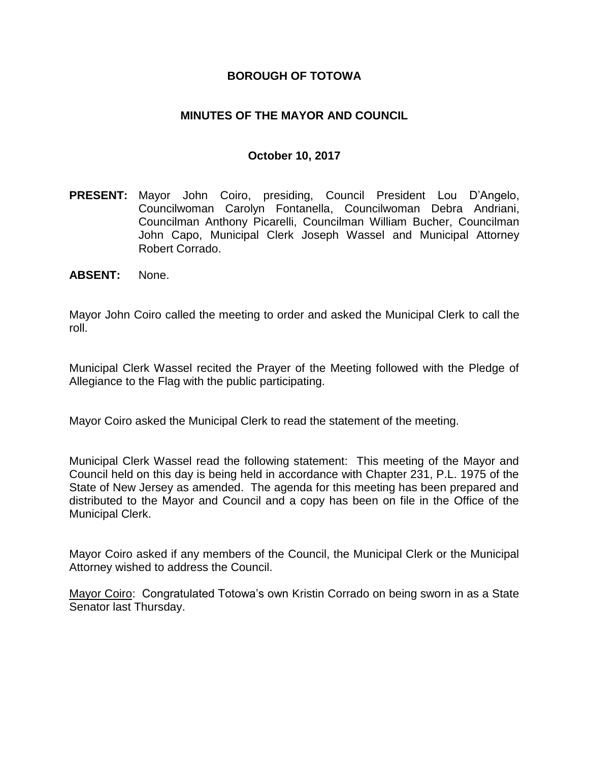# BOROUGH OF TOTOWA

## MINUTES OF THE MAYOR AND COUNCIL

### October 10, 2017

**PRESENT:** Mayor John Coiro, presiding, Council President Lou D'Angelo, Councilwoman Carolyn Fontanella, Councilwoman Debra Andriani, Councilman Anthony Picarelli, Councilman William Bucher, Councilman John Capo, Municipal Clerk Joseph Wassel and Municipal Attorney Robert Corrado.

**ABSENT:** None.

Mayor John Coiro called the meeting to order and asked the Municipal Clerk to call the roll.

Municipal Clerk Wassel recited the Prayer of the Meeting followed with the Pledge of Allegiance to the Flag with the public participating.

Mayor Coiro asked the Municipal Clerk to read the statement of the meeting.

Municipal Clerk Wassel read the following statement: This meeting of the Mayor and Council held on this day is being held in accordance with Chapter 231, P.L. 1975 of the State of New Jersey as amended. The agenda for this meeting has been prepared and distributed to the Mayor and Council and a copy has been on file in the Office of the Municipal Clerk.

Mayor Coiro asked if any members of the Council, the Municipal Clerk or the Municipal Attorney wished to address the Council.

Mayor Coiro: Congratulated Totowa's own Kristin Corrado on being sworn in as a State Senator last Thursday.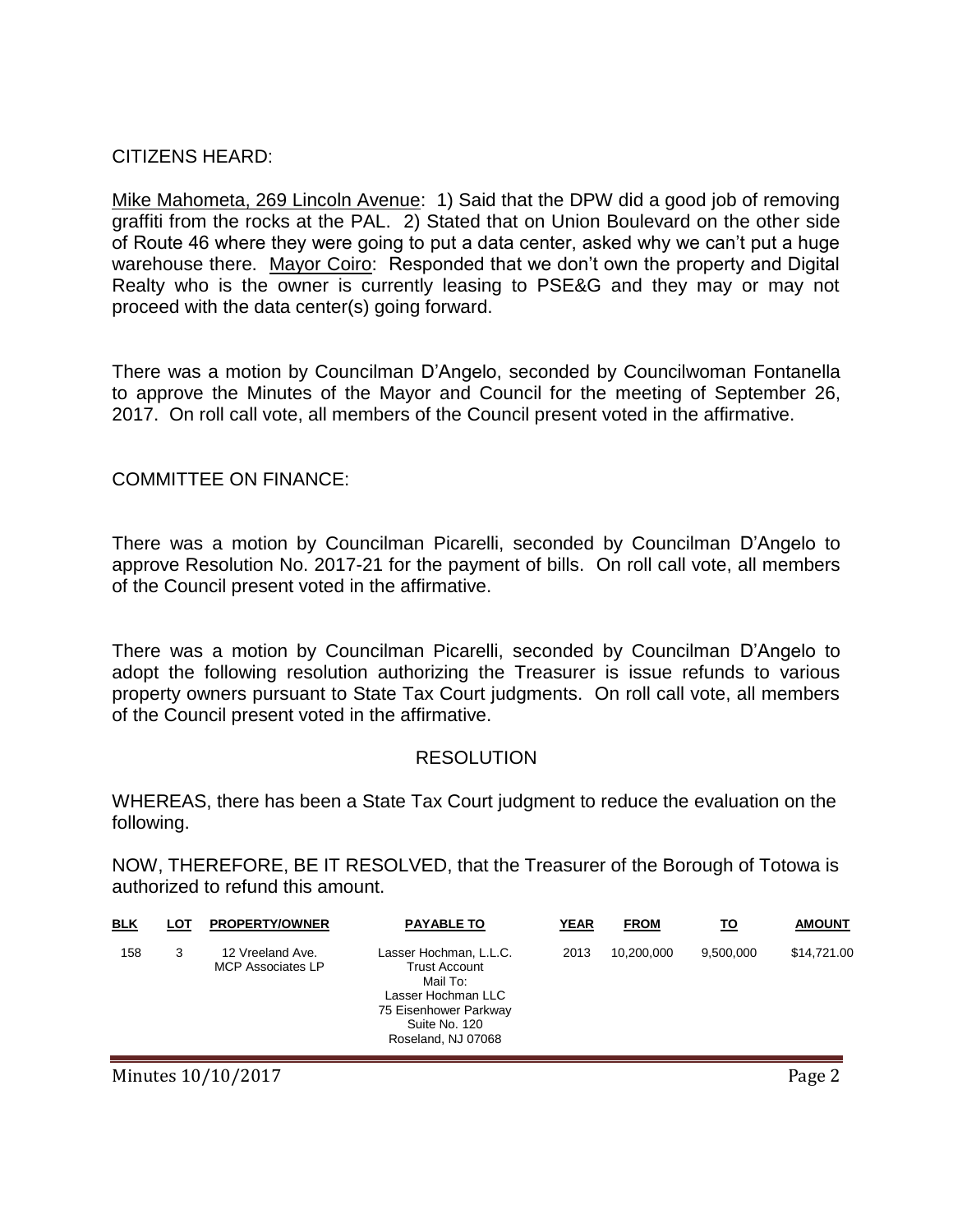CITIZENS HEARD:

Mike Mahometa, 269 Lincoln Avenue: 1) Said that the DPW did a good job of removing graffiti from the rocks at the PAL. 2) Stated that on Union Boulevard on the other side of Route 46 where they were going to put a data center, asked why we can't put a huge warehouse there. Mayor Coiro: Responded that we don't own the property and Digital Realty who is the owner is currently leasing to PSE&G and they may or may not proceed with the data center(s) going forward.

There was a motion by Councilman D'Angelo, seconded by Councilwoman Fontanella to approve the Minutes of the Mayor and Council for the meeting of September 26, 2017. On roll call vote, all members of the Council present voted in the affirmative.

COMMITTEE ON FINANCE:

There was a motion by Councilman Picarelli, seconded by Councilman D'Angelo to approve Resolution No. 2017-21 for the payment of bills. On roll call vote, all members of the Council present voted in the affirmative.

There was a motion by Councilman Picarelli, seconded by Councilman D'Angelo to adopt the following resolution authorizing the Treasurer is issue refunds to various property owners pursuant to State Tax Court judgments. On roll call vote, all members of the Council present voted in the affirmative.

RESOLUTION

WHEREAS, there has been a State Tax Court judgment to reduce the evaluation on the following.

NOW, THEREFORE, BE IT RESOLVED, that the Treasurer of the Borough of Totowa is authorized to refund this amount.

| BLK | LOT | PROPERTY/OWNER | PAYABLE TO | YEAR | FROM | TO | AMOUNT |
|---|---|---|---|---|---|---|---|
| 158 | 3 | 12 Vreeland Ave. MCP Associates LP | Lasser Hochman, L.L.C. Trust Account Mail To: Lasser Hochman LLC 75 Eisenhower Parkway Suite No. 120 Roseland, NJ 07068 | 2013 | 10,200,000 | 9,500,000 | $14,721.00 |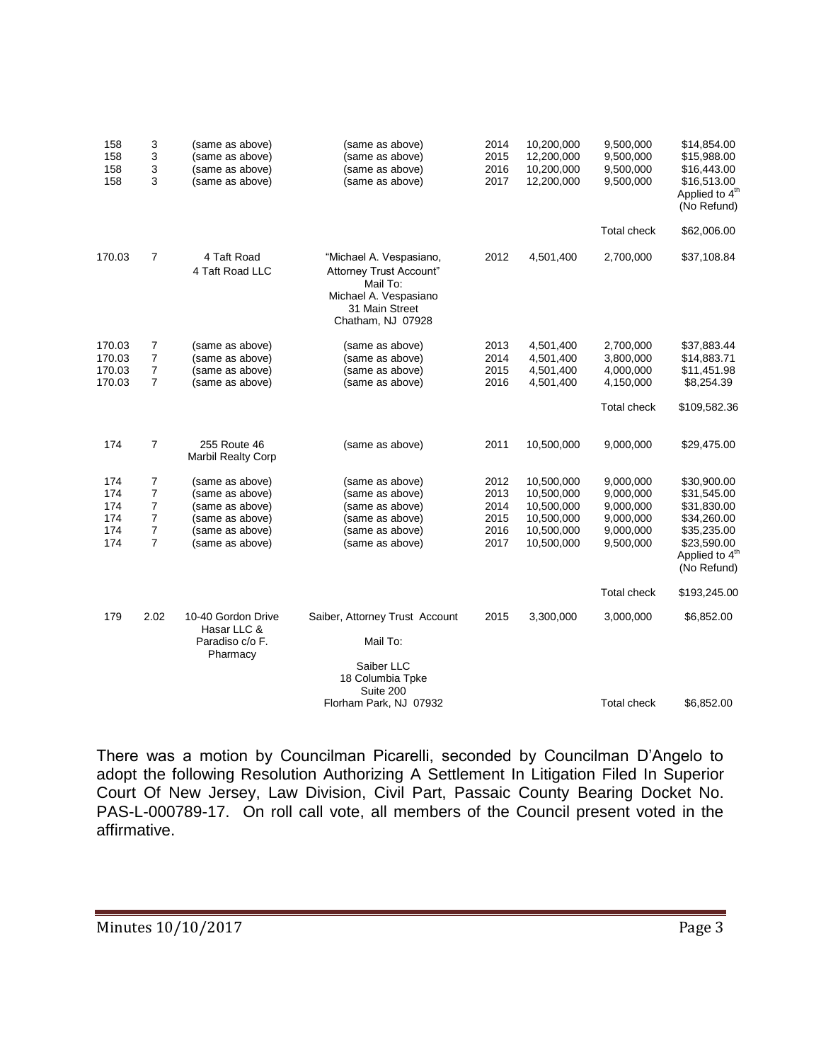| | | | | | | | |
|---|---|---|---|---|---|---|---|
| 158 | 3 | (same as above) | (same as above) | 2014 | 10,200,000 | 9,500,000 | $14,854.00 |
| 158 | 3 | (same as above) | (same as above) | 2015 | 12,200,000 | 9,500,000 | $15,988.00 |
| 158 | 3 | (same as above) | (same as above) | 2016 | 10,200,000 | 9,500,000 | $16,443.00 |
| 158 | 3 | (same as above) | (same as above) | 2017 | 12,200,000 | 9,500,000 | $16,513.00 Applied to 4th (No Refund) |
| | | | | | | Total check | $62,006.00 |
| 170.03 | 7 | 4 Taft Road 4 Taft Road LLC | "Michael A. Vespasiano, Attorney Trust Account" Mail To: Michael A. Vespasiano 31 Main Street Chatham, NJ 07928 | 2012 | 4,501,400 | 2,700,000 | $37,108.84 |
| 170.03 | 7 | (same as above) | (same as above) | 2013 | 4,501,400 | 2,700,000 | $37,883.44 |
| 170.03 | 7 | (same as above) | (same as above) | 2014 | 4,501,400 | 3,800,000 | $14,883.71 |
| 170.03 | 7 | (same as above) | (same as above) | 2015 | 4,501,400 | 4,000,000 | $11,451.98 |
| 170.03 | 7 | (same as above) | (same as above) | 2016 | 4,501,400 | 4,150,000 | $8,254.39 |
| | | | | | | Total check | $109,582.36 |
| 174 | 7 | 255 Route 46 Marbil Realty Corp | (same as above) | 2011 | 10,500,000 | 9,000,000 | $29,475.00 |
| 174 | 7 | (same as above) | (same as above) | 2012 | 10,500,000 | 9,000,000 | $30,900.00 |
| 174 | 7 | (same as above) | (same as above) | 2013 | 10,500,000 | 9,000,000 | $31,545.00 |
| 174 | 7 | (same as above) | (same as above) | 2014 | 10,500,000 | 9,000,000 | $31,830.00 |
| 174 | 7 | (same as above) | (same as above) | 2015 | 10,500,000 | 9,000,000 | $34,260.00 |
| 174 | 7 | (same as above) | (same as above) | 2016 | 10,500,000 | 9,000,000 | $35,235.00 |
| 174 | 7 | (same as above) | (same as above) | 2017 | 10,500,000 | 9,500,000 | $23,590.00 Applied to 4th (No Refund) |
| | | | | | | Total check | $193,245.00 |
| 179 | 2.02 | 10-40 Gordon Drive Hasar LLC & Paradiso c/o F. Pharmacy | Saiber, Attorney Trust Account Mail To: Saiber LLC 18 Columbia Tpke Suite 200 Florham Park, NJ 07932 | 2015 | 3,300,000 | 3,000,000 | $6,852.00 |
| | | | | | | Total check | $6,852.00 |

There was a motion by Councilman Picarelli, seconded by Councilman D'Angelo to adopt the following Resolution Authorizing A Settlement In Litigation Filed In Superior Court Of New Jersey, Law Division, Civil Part, Passaic County Bearing Docket No. PAS-L-000789-17. On roll call vote, all members of the Council present voted in the affirmative.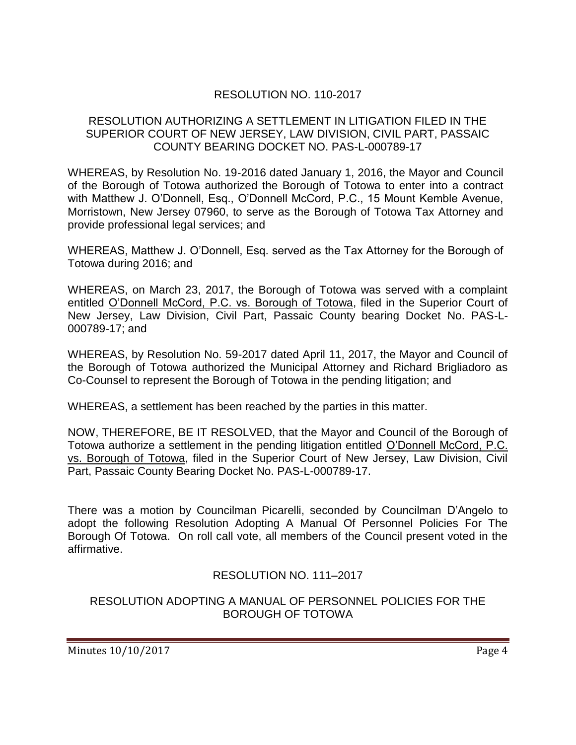## RESOLUTION NO. 110-2017

### RESOLUTION AUTHORIZING A SETTLEMENT IN LITIGATION FILED IN THE SUPERIOR COURT OF NEW JERSEY, LAW DIVISION, CIVIL PART, PASSAIC COUNTY BEARING DOCKET NO. PAS-L-000789-17

WHEREAS, by Resolution No. 19-2016 dated January 1, 2016, the Mayor and Council of the Borough of Totowa authorized the Borough of Totowa to enter into a contract with Matthew J. O'Donnell, Esq., O'Donnell McCord, P.C., 15 Mount Kemble Avenue, Morristown, New Jersey 07960, to serve as the Borough of Totowa Tax Attorney and provide professional legal services; and

WHEREAS, Matthew J. O'Donnell, Esq. served as the Tax Attorney for the Borough of Totowa during 2016; and

WHEREAS, on March 23, 2017, the Borough of Totowa was served with a complaint entitled O'Donnell McCord, P.C. vs. Borough of Totowa, filed in the Superior Court of New Jersey, Law Division, Civil Part, Passaic County bearing Docket No. PAS-L-000789-17; and

WHEREAS, by Resolution No. 59-2017 dated April 11, 2017, the Mayor and Council of the Borough of Totowa authorized the Municipal Attorney and Richard Brigliadoro as Co-Counsel to represent the Borough of Totowa in the pending litigation; and

WHEREAS, a settlement has been reached by the parties in this matter.

NOW, THEREFORE, BE IT RESOLVED, that the Mayor and Council of the Borough of Totowa authorize a settlement in the pending litigation entitled O'Donnell McCord, P.C. vs. Borough of Totowa, filed in the Superior Court of New Jersey, Law Division, Civil Part, Passaic County Bearing Docket No. PAS-L-000789-17.

There was a motion by Councilman Picarelli, seconded by Councilman D'Angelo to adopt the following Resolution Adopting A Manual Of Personnel Policies For The Borough Of Totowa. On roll call vote, all members of the Council present voted in the affirmative.

## RESOLUTION NO. 111–2017

### RESOLUTION ADOPTING A MANUAL OF PERSONNEL POLICIES FOR THE BOROUGH OF TOTOWA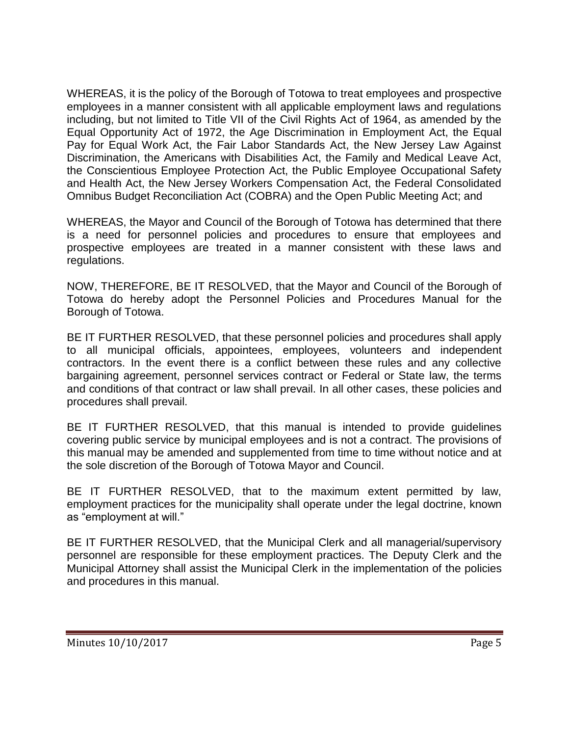WHEREAS, it is the policy of the Borough of Totowa to treat employees and prospective employees in a manner consistent with all applicable employment laws and regulations including, but not limited to Title VII of the Civil Rights Act of 1964, as amended by the Equal Opportunity Act of 1972, the Age Discrimination in Employment Act, the Equal Pay for Equal Work Act, the Fair Labor Standards Act, the New Jersey Law Against Discrimination, the Americans with Disabilities Act, the Family and Medical Leave Act, the Conscientious Employee Protection Act, the Public Employee Occupational Safety and Health Act, the New Jersey Workers Compensation Act, the Federal Consolidated Omnibus Budget Reconciliation Act (COBRA) and the Open Public Meeting Act; and

WHEREAS, the Mayor and Council of the Borough of Totowa has determined that there is a need for personnel policies and procedures to ensure that employees and prospective employees are treated in a manner consistent with these laws and regulations.

NOW, THEREFORE, BE IT RESOLVED, that the Mayor and Council of the Borough of Totowa do hereby adopt the Personnel Policies and Procedures Manual for the Borough of Totowa.

BE IT FURTHER RESOLVED, that these personnel policies and procedures shall apply to all municipal officials, appointees, employees, volunteers and independent contractors. In the event there is a conflict between these rules and any collective bargaining agreement, personnel services contract or Federal or State law, the terms and conditions of that contract or law shall prevail. In all other cases, these policies and procedures shall prevail.

BE IT FURTHER RESOLVED, that this manual is intended to provide guidelines covering public service by municipal employees and is not a contract. The provisions of this manual may be amended and supplemented from time to time without notice and at the sole discretion of the Borough of Totowa Mayor and Council.

BE IT FURTHER RESOLVED, that to the maximum extent permitted by law, employment practices for the municipality shall operate under the legal doctrine, known as "employment at will."

BE IT FURTHER RESOLVED, that the Municipal Clerk and all managerial/supervisory personnel are responsible for these employment practices. The Deputy Clerk and the Municipal Attorney shall assist the Municipal Clerk in the implementation of the policies and procedures in this manual.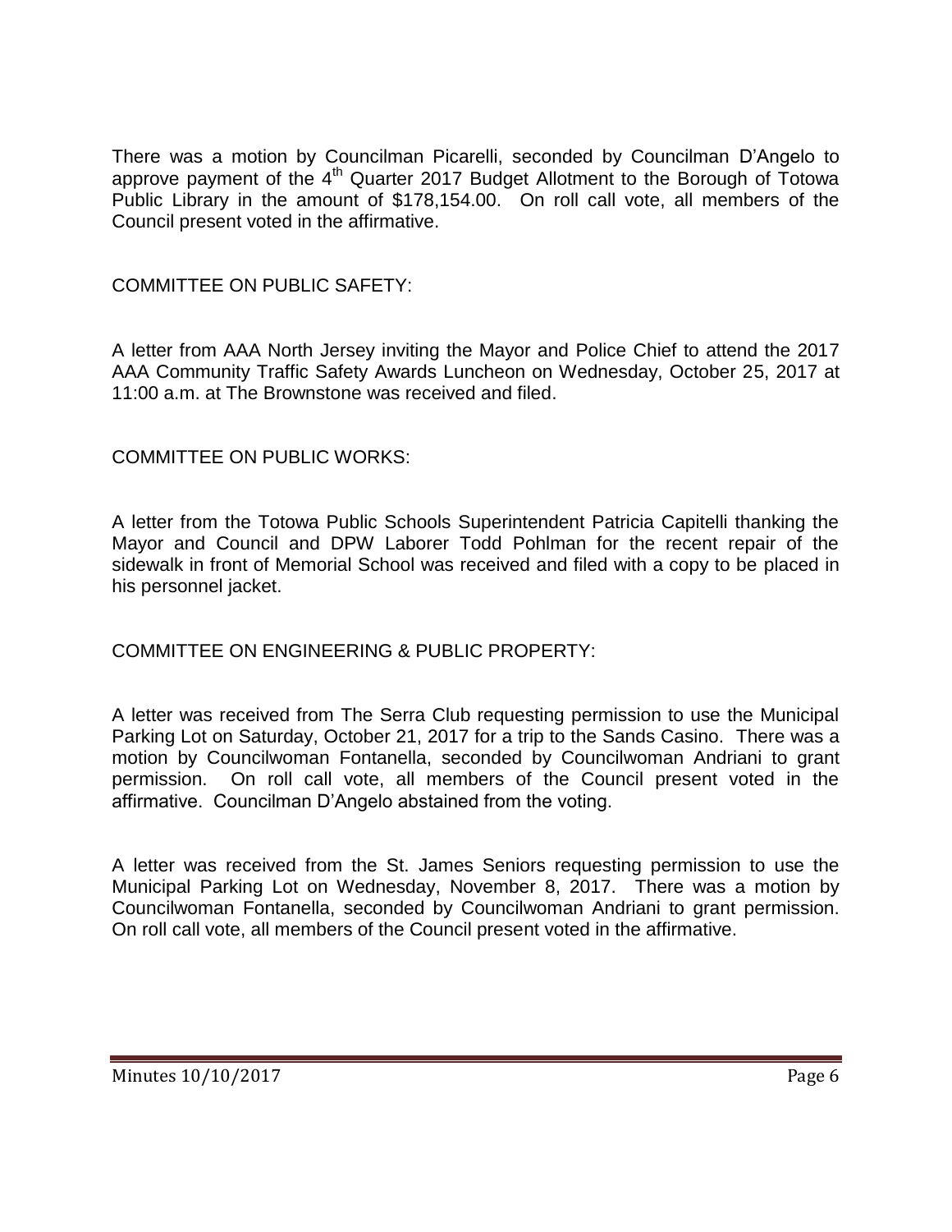There was a motion by Councilman Picarelli, seconded by Councilman D'Angelo to approve payment of the 4th Quarter 2017 Budget Allotment to the Borough of Totowa Public Library in the amount of $178,154.00. On roll call vote, all members of the Council present voted in the affirmative.

COMMITTEE ON PUBLIC SAFETY:

A letter from AAA North Jersey inviting the Mayor and Police Chief to attend the 2017 AAA Community Traffic Safety Awards Luncheon on Wednesday, October 25, 2017 at 11:00 a.m. at The Brownstone was received and filed.

COMMITTEE ON PUBLIC WORKS:

A letter from the Totowa Public Schools Superintendent Patricia Capitelli thanking the Mayor and Council and DPW Laborer Todd Pohlman for the recent repair of the sidewalk in front of Memorial School was received and filed with a copy to be placed in his personnel jacket.

COMMITTEE ON ENGINEERING & PUBLIC PROPERTY:

A letter was received from The Serra Club requesting permission to use the Municipal Parking Lot on Saturday, October 21, 2017 for a trip to the Sands Casino. There was a motion by Councilwoman Fontanella, seconded by Councilwoman Andriani to grant permission. On roll call vote, all members of the Council present voted in the affirmative. Councilman D'Angelo abstained from the voting.

A letter was received from the St. James Seniors requesting permission to use the Municipal Parking Lot on Wednesday, November 8, 2017. There was a motion by Councilwoman Fontanella, seconded by Councilwoman Andriani to grant permission. On roll call vote, all members of the Council present voted in the affirmative.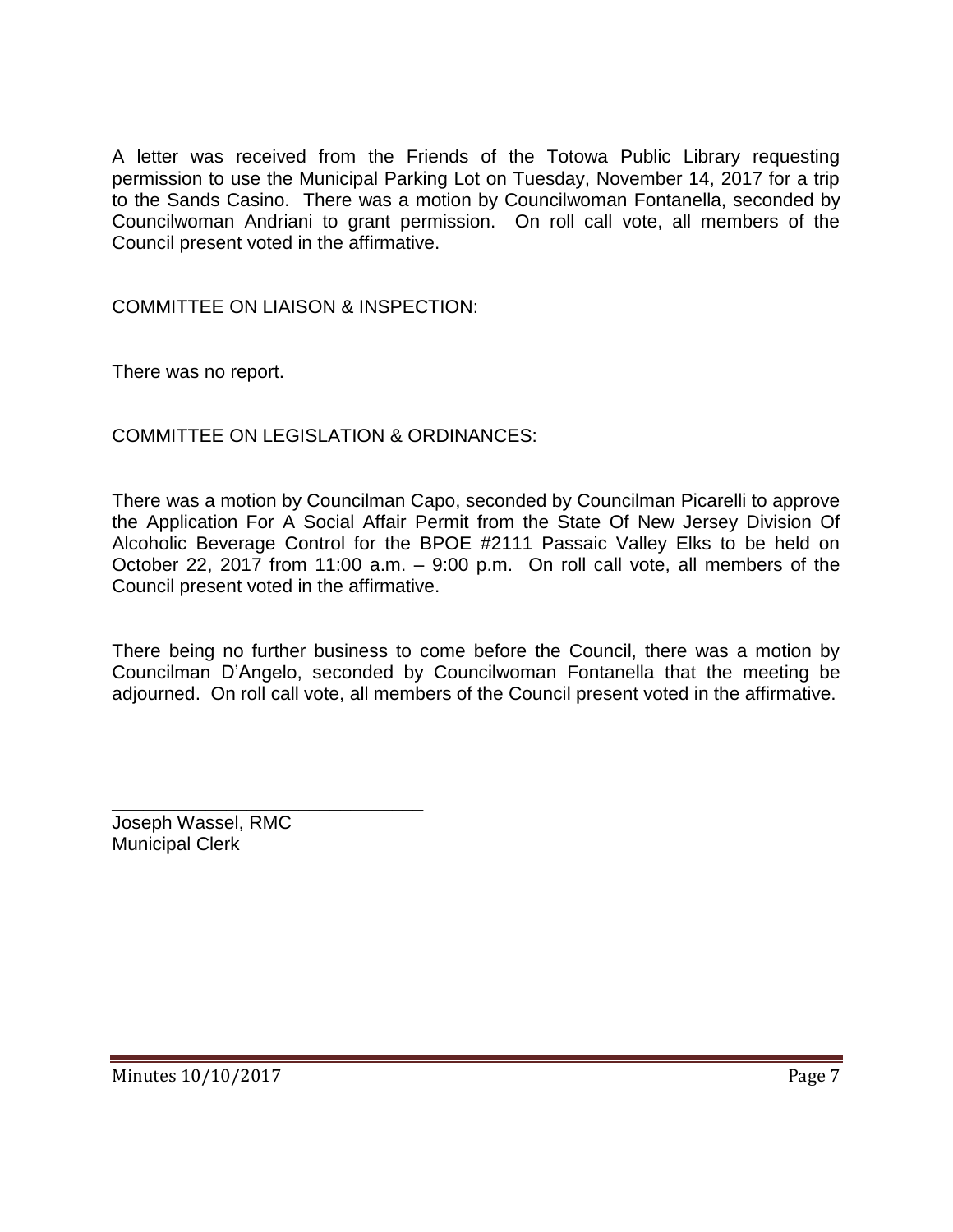A letter was received from the Friends of the Totowa Public Library requesting permission to use the Municipal Parking Lot on Tuesday, November 14, 2017 for a trip to the Sands Casino. There was a motion by Councilwoman Fontanella, seconded by Councilwoman Andriani to grant permission. On roll call vote, all members of the Council present voted in the affirmative.

COMMITTEE ON LIAISON & INSPECTION:

There was no report.

COMMITTEE ON LEGISLATION & ORDINANCES:

There was a motion by Councilman Capo, seconded by Councilman Picarelli to approve the Application For A Social Affair Permit from the State Of New Jersey Division Of Alcoholic Beverage Control for the BPOE #2111 Passaic Valley Elks to be held on October 22, 2017 from 11:00 a.m. – 9:00 p.m. On roll call vote, all members of the Council present voted in the affirmative.

There being no further business to come before the Council, there was a motion by Councilman D'Angelo, seconded by Councilwoman Fontanella that the meeting be adjourned. On roll call vote, all members of the Council present voted in the affirmative.

\_\_\_\_\_\_\_\_\_\_\_\_\_\_\_\_\_\_\_\_\_\_\_\_\_\_\_\_\_\_\_

Joseph Wassel, RMC
Municipal Clerk